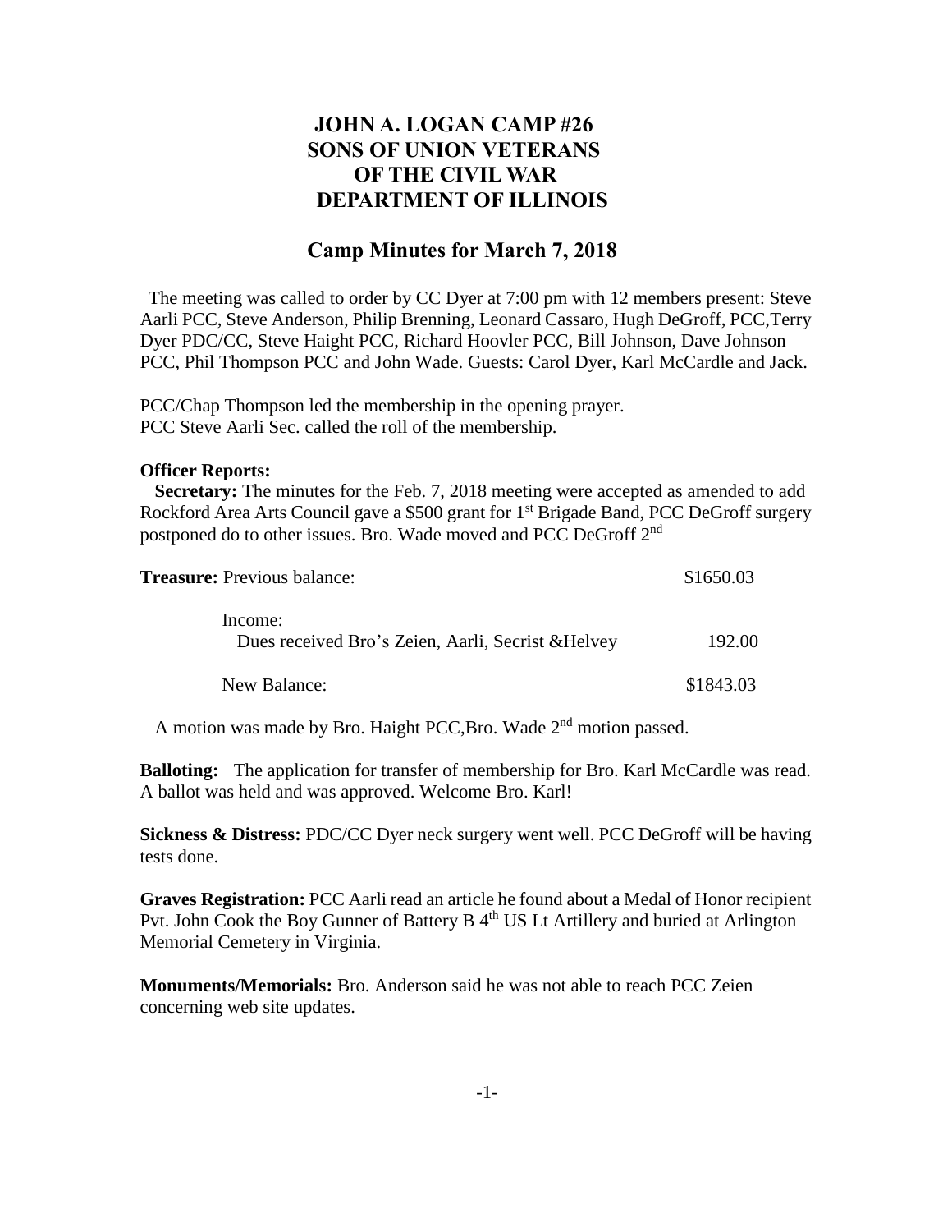# JOHN A. LOGAN CAMP #26
# SONS OF UNION VETERANS
# OF THE CIVIL WAR
# DEPARTMENT OF ILLINOIS

## Camp Minutes for March 7, 2018

The meeting was called to order by CC Dyer at 7:00 pm with 12 members present: Steve Aarli PCC, Steve Anderson, Philip Brenning, Leonard Cassaro, Hugh DeGroff, PCC,Terry Dyer PDC/CC, Steve Haight PCC, Richard Hoovler PCC, Bill Johnson, Dave Johnson PCC, Phil Thompson PCC and John Wade. Guests: Carol Dyer, Karl McCardle and Jack.

PCC/Chap Thompson led the membership in the opening prayer.
PCC Steve Aarli Sec. called the roll of the membership.

**Officer Reports:**

**Secretary:** The minutes for the Feb. 7, 2018 meeting were accepted as amended to add Rockford Area Arts Council gave a $500 grant for 1st Brigade Band, PCC DeGroff surgery postponed do to other issues. Bro. Wade moved and PCC DeGroff 2nd

| **Treasure:** Previous balance: | $1650.03 |
|---|---|
| Income: | |
| Dues received Bro's Zeien, Aarli, Secrist &Helvey | 192.00 |
| New Balance: | $1843.03 |

A motion was made by Bro. Haight PCC,Bro. Wade 2nd motion passed.

**Balloting:** The application for transfer of membership for Bro. Karl McCardle was read. A ballot was held and was approved. Welcome Bro. Karl!

**Sickness & Distress:** PDC/CC Dyer neck surgery went well. PCC DeGroff will be having tests done.

**Graves Registration:** PCC Aarli read an article he found about a Medal of Honor recipient Pvt. John Cook the Boy Gunner of Battery B 4th US Lt Artillery and buried at Arlington Memorial Cemetery in Virginia.

**Monuments/Memorials:** Bro. Anderson said he was not able to reach PCC Zeien concerning web site updates.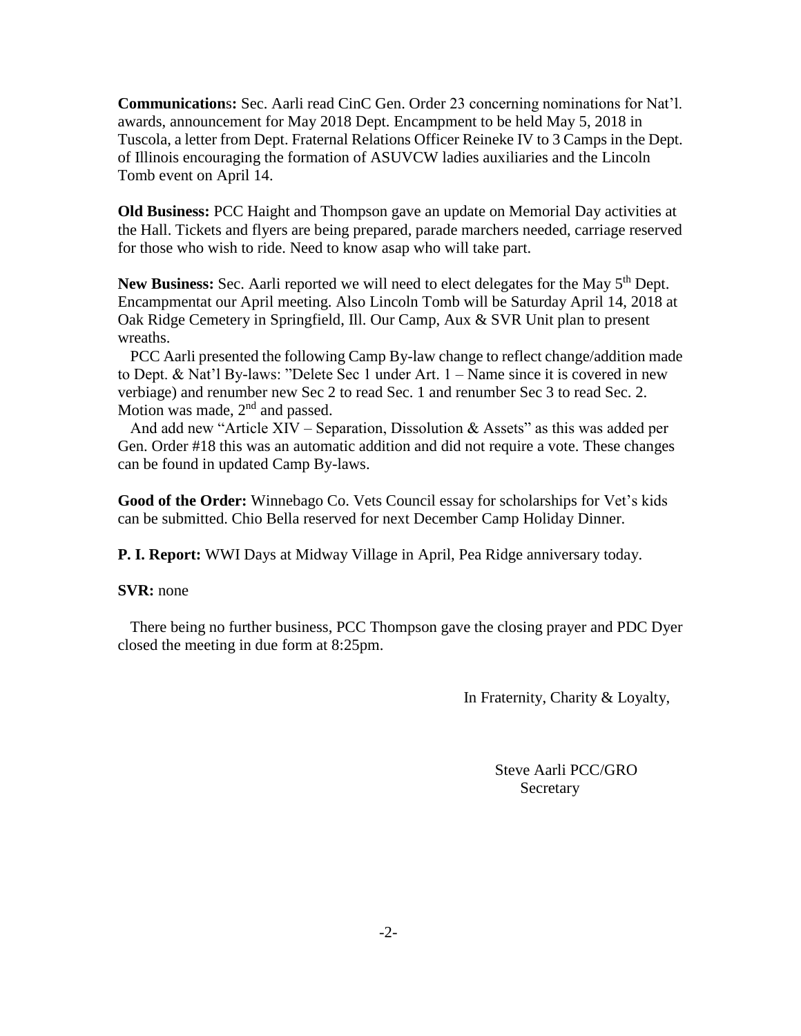**Communications:** Sec. Aarli read CinC Gen. Order 23 concerning nominations for Nat'l. awards, announcement for May 2018 Dept. Encampment to be held May 5, 2018 in Tuscola, a letter from Dept. Fraternal Relations Officer Reineke IV to 3 Camps in the Dept. of Illinois encouraging the formation of ASUVCW ladies auxiliaries and the Lincoln Tomb event on April 14.

**Old Business:** PCC Haight and Thompson gave an update on Memorial Day activities at the Hall. Tickets and flyers are being prepared, parade marchers needed, carriage reserved for those who wish to ride. Need to know asap who will take part.

**New Business:** Sec. Aarli reported we will need to elect delegates for the May 5th Dept. Encampmentat our April meeting. Also Lincoln Tomb will be Saturday April 14, 2018 at Oak Ridge Cemetery in Springfield, Ill. Our Camp, Aux & SVR Unit plan to present wreaths.

PCC Aarli presented the following Camp By-law change to reflect change/addition made to Dept. & Nat'l By-laws: "Delete Sec 1 under Art. 1 – Name since it is covered in new verbiage) and renumber new Sec 2 to read Sec. 1 and renumber Sec 3 to read Sec. 2. Motion was made, 2nd and passed.

And add new "Article XIV – Separation, Dissolution & Assets" as this was added per Gen. Order #18 this was an automatic addition and did not require a vote. These changes can be found in updated Camp By-laws.

**Good of the Order:** Winnebago Co. Vets Council essay for scholarships for Vet's kids can be submitted. Chio Bella reserved for next December Camp Holiday Dinner.

**P. I. Report:** WWI Days at Midway Village in April, Pea Ridge anniversary today.

**SVR:** none

There being no further business, PCC Thompson gave the closing prayer and PDC Dyer closed the meeting in due form at 8:25pm.

In Fraternity, Charity & Loyalty,

Steve Aarli PCC/GRO
Secretary